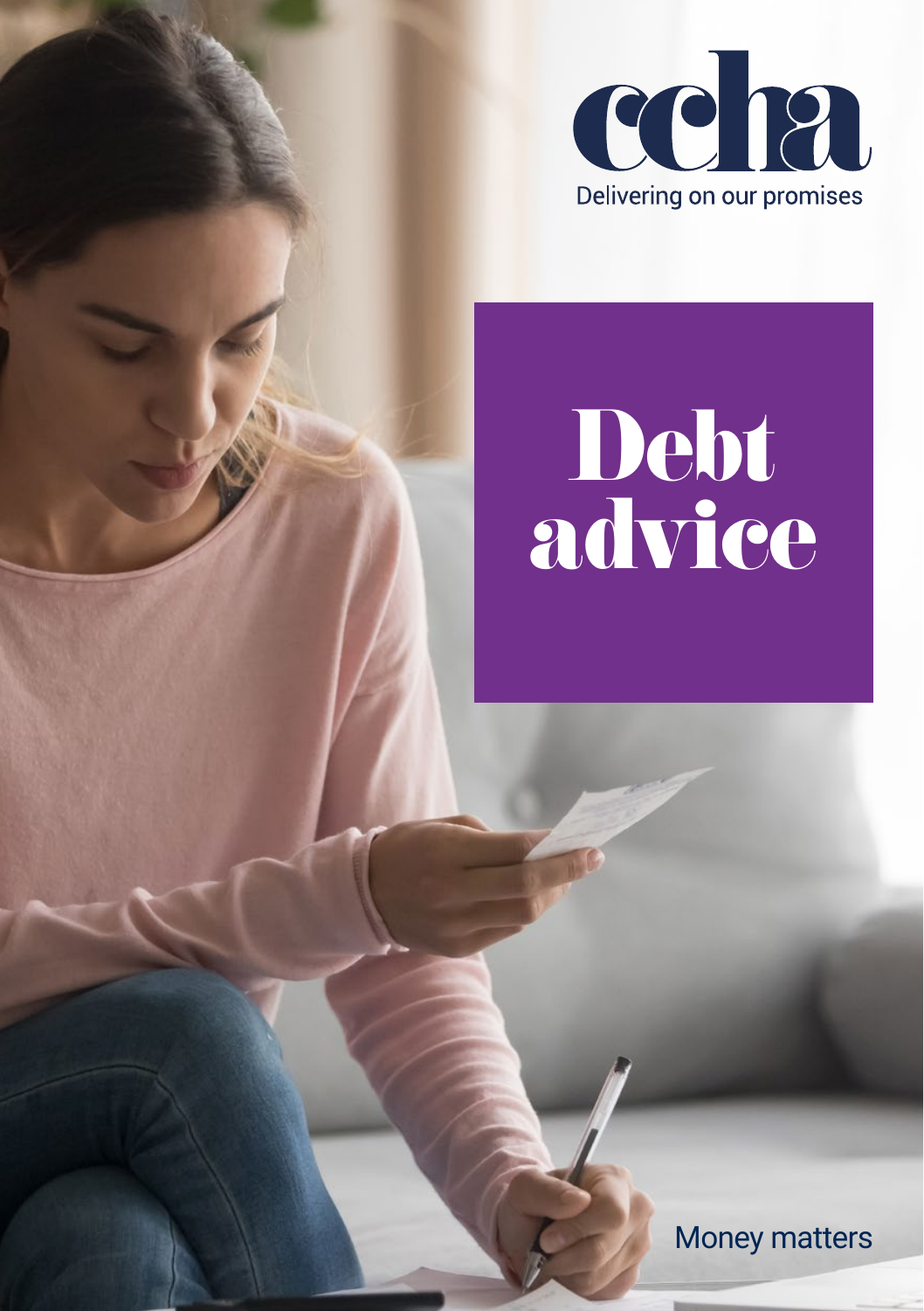ccha

Delivering on our promises

# Debt advice

Money matters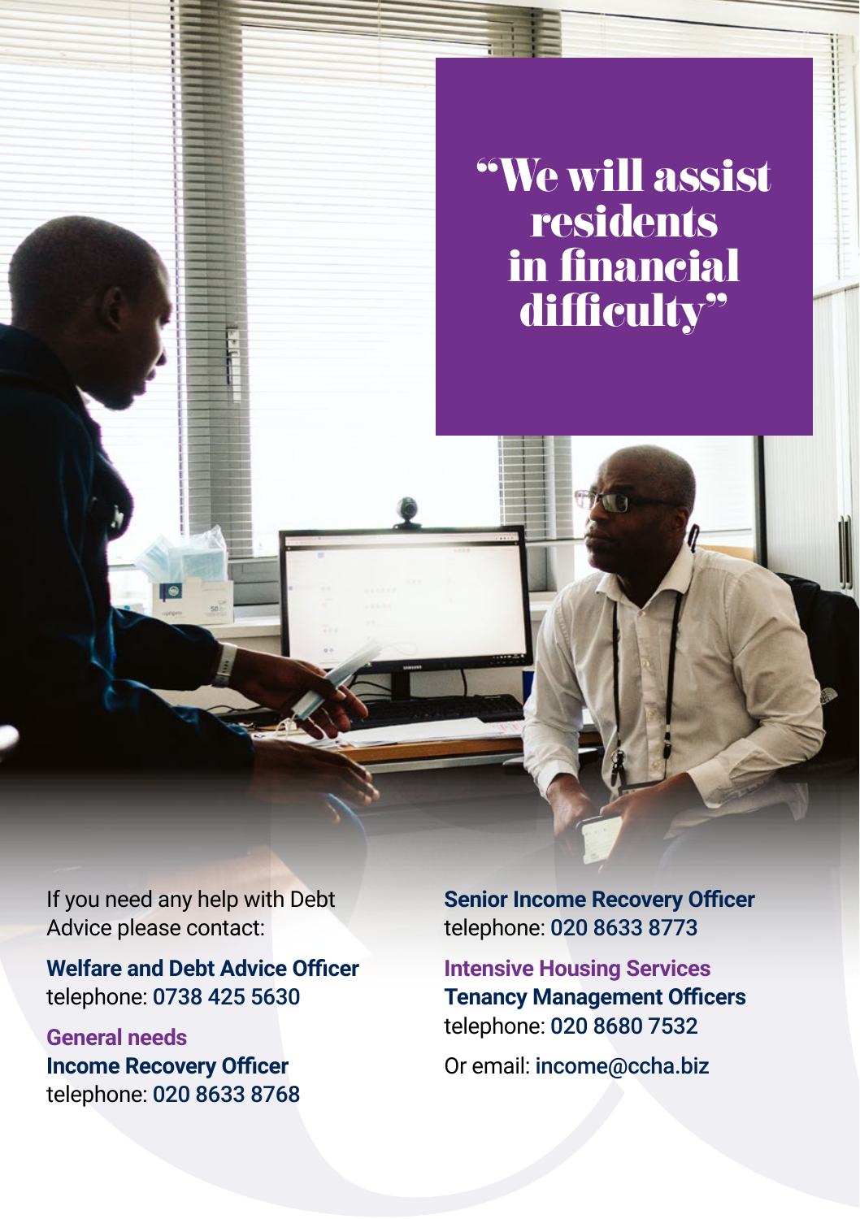# "We will assist residents in financial difficulty"

If you need any help with Debt Advice please contact:

**Welfare and Debt Advice Officer**
telephone: 0738 425 5630

**General needs**
**Income Recovery Officer**
telephone: 020 8633 8768

**Senior Income Recovery Officer**
telephone: 020 8633 8773

**Intensive Housing Services**
**Tenancy Management Officers**
telephone: 020 8680 7532

Or email: income@ccha.biz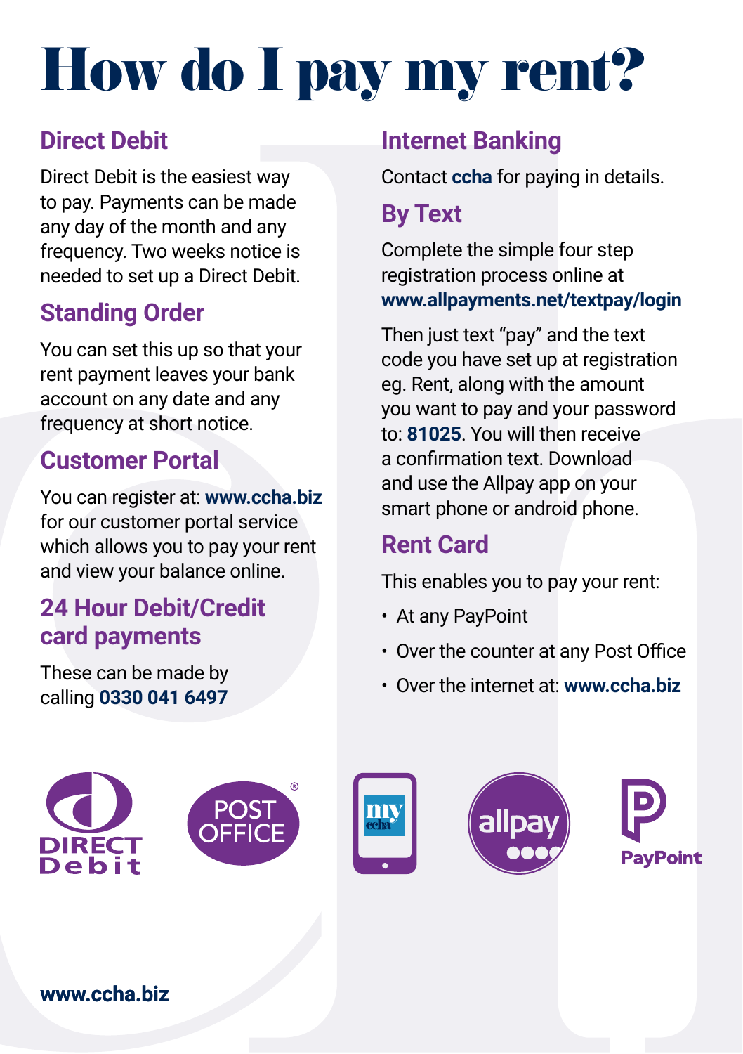# How do I pay my rent?

## Direct Debit

Direct Debit is the easiest way to pay. Payments can be made any day of the month and any frequency. Two weeks notice is needed to set up a Direct Debit.

## Standing Order

You can set this up so that your rent payment leaves your bank account on any date and any frequency at short notice.

## Customer Portal

You can register at: **www.ccha.biz** for our customer portal service which allows you to pay your rent and view your balance online.

## 24 Hour Debit/Credit card payments

These can be made by calling **0330 041 6497**

## Internet Banking

Contact **ccha** for paying in details.

## By Text

Complete the simple four step registration process online at **www.allpayments.net/textpay/login**

Then just text "pay" and the text code you have set up at registration eg. Rent, along with the amount you want to pay and your password to: **81025**. You will then receive a confirmation text. Download and use the Allpay app on your smart phone or android phone.

## Rent Card

This enables you to pay your rent:

- At any PayPoint
- Over the counter at any Post Office
- Over the internet at: **www.ccha.biz**

**www.ccha.biz**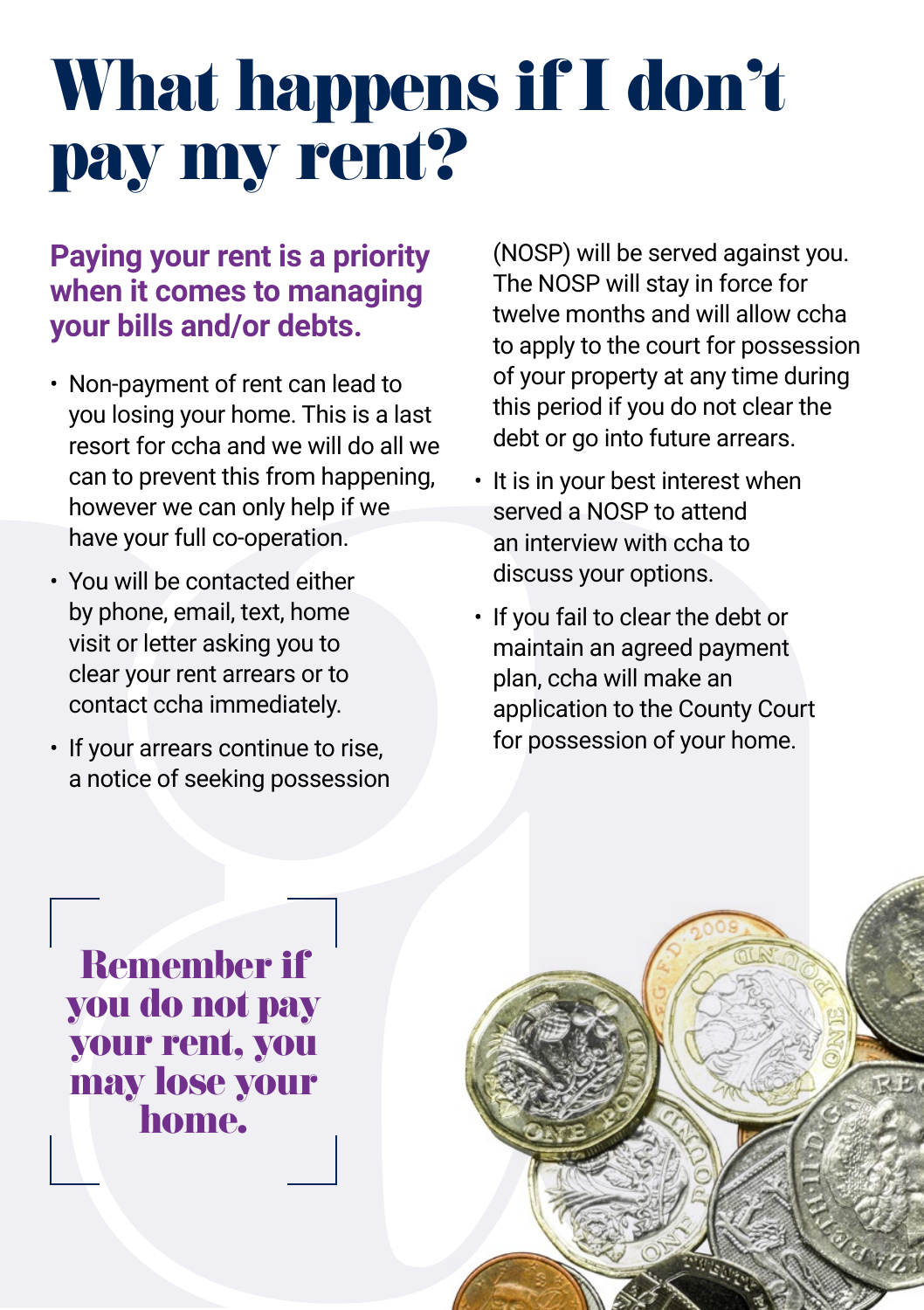# What happens if I don't pay my rent?

## Paying your rent is a priority when it comes to managing your bills and/or debts.

- Non-payment of rent can lead to you losing your home. This is a last resort for ccha and we will do all we can to prevent this from happening, however we can only help if we have your full co-operation.
- You will be contacted either by phone, email, text, home visit or letter asking you to clear your rent arrears or to contact ccha immediately.
- If your arrears continue to rise, a notice of seeking possession (NOSP) will be served against you. The NOSP will stay in force for twelve months and will allow ccha to apply to the court for possession of your property at any time during this period if you do not clear the debt or go into future arrears.
- It is in your best interest when served a NOSP to attend an interview with ccha to discuss your options.
- If you fail to clear the debt or maintain an agreed payment plan, ccha will make an application to the County Court for possession of your home.

**Remember if you do not pay your rent, you may lose your home.**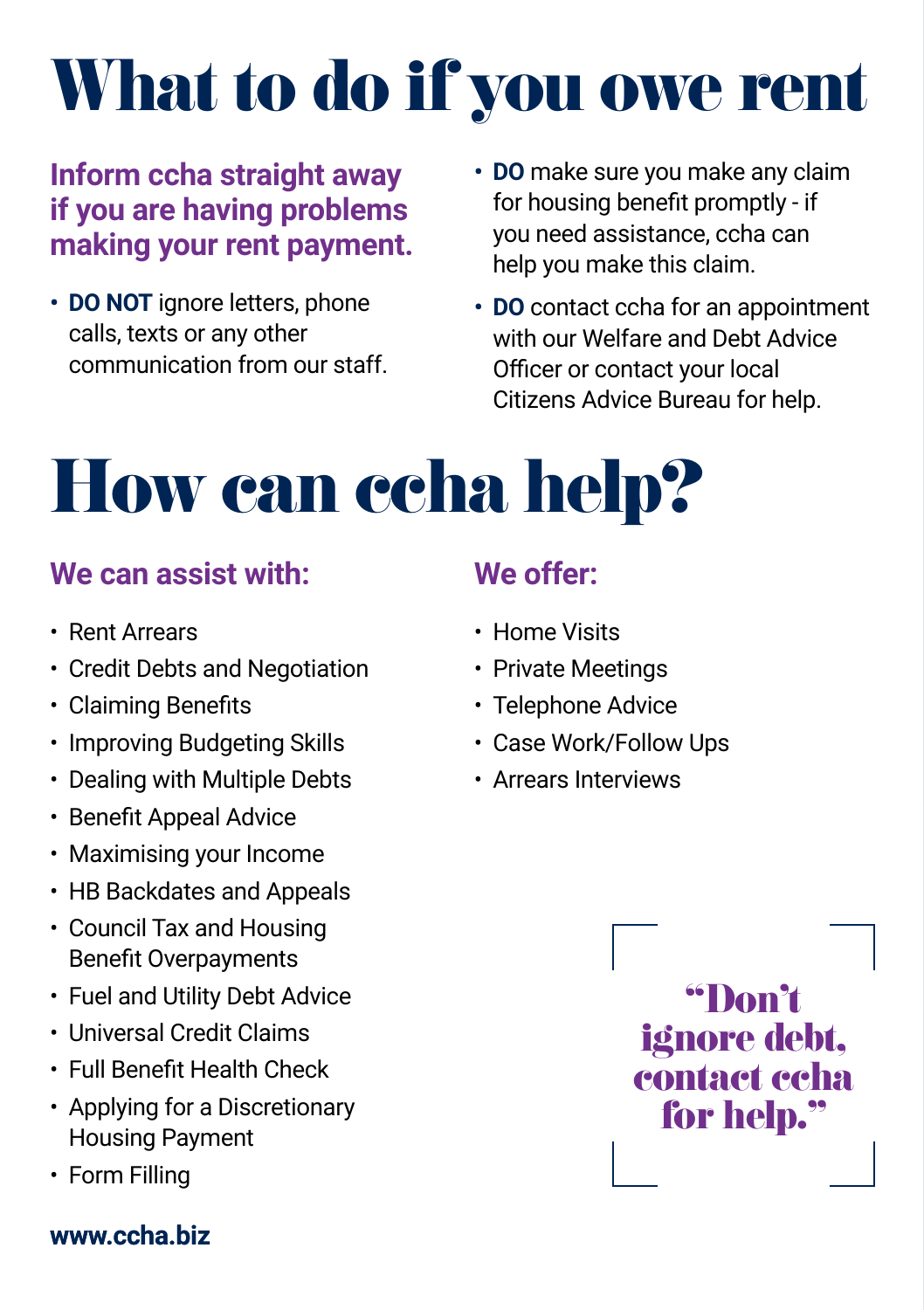# What to do if you owe rent

**Inform ccha straight away if you are having problems making your rent payment.**

- **DO NOT** ignore letters, phone calls, texts or any other communication from our staff.
- **DO** make sure you make any claim for housing benefit promptly - if you need assistance, ccha can help you make this claim.
- **DO** contact ccha for an appointment with our Welfare and Debt Advice Officer or contact your local Citizens Advice Bureau for help.

# How can ccha help?

## We can assist with:

- Rent Arrears
- Credit Debts and Negotiation
- Claiming Benefits
- Improving Budgeting Skills
- Dealing with Multiple Debts
- Benefit Appeal Advice
- Maximising your Income
- HB Backdates and Appeals
- Council Tax and Housing Benefit Overpayments
- Fuel and Utility Debt Advice
- Universal Credit Claims
- Full Benefit Health Check
- Applying for a Discretionary Housing Payment
- Form Filling

## We offer:

- Home Visits
- Private Meetings
- Telephone Advice
- Case Work/Follow Ups
- Arrears Interviews

> **"Don't ignore debt, contact ccha for help."**

**www.ccha.biz**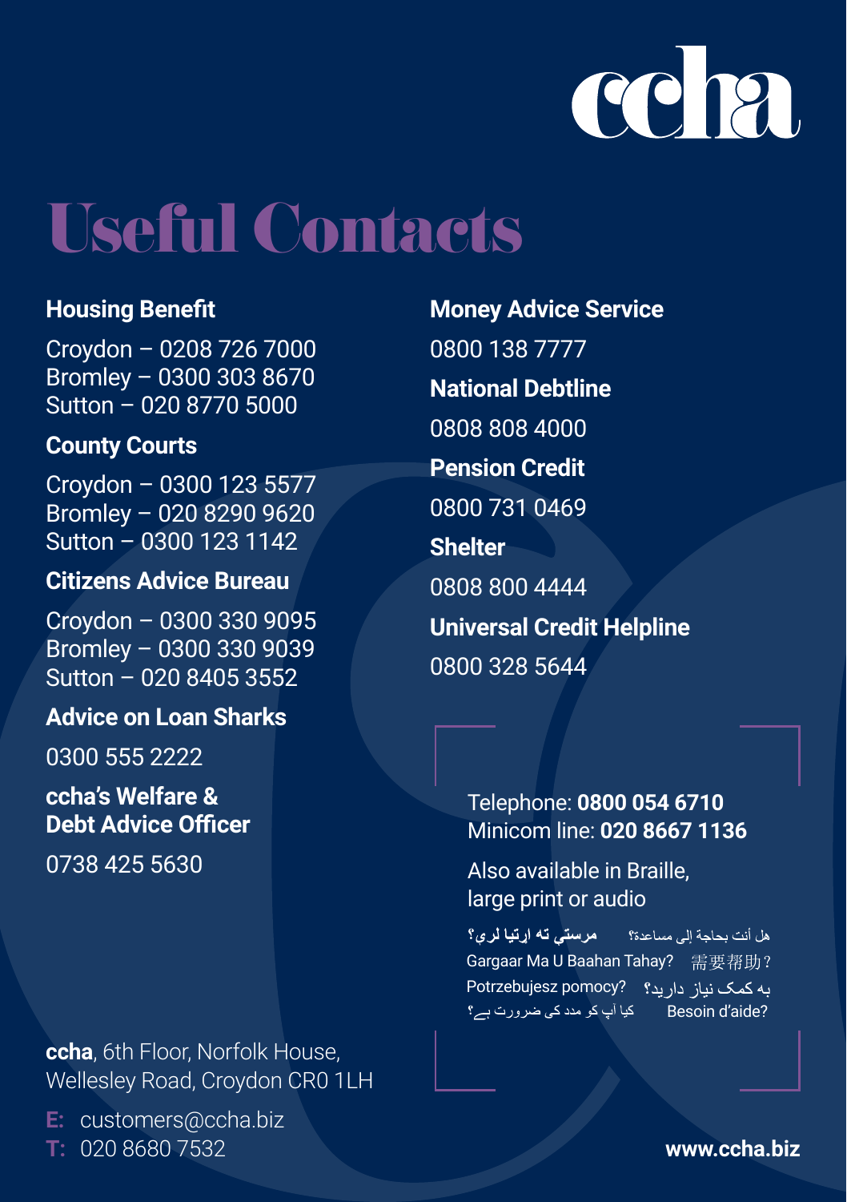# Useful Contacts

### Housing Benefit

Croydon – 0208 726 7000
Bromley – 0300 303 8670
Sutton – 020 8770 5000

### County Courts

Croydon – 0300 123 5577
Bromley – 020 8290 9620
Sutton – 0300 123 1142

### Citizens Advice Bureau

Croydon – 0300 330 9095
Bromley – 0300 330 9039
Sutton – 020 8405 3552

### Advice on Loan Sharks

0300 555 2222

### ccha's Welfare & Debt Advice Officer

0738 425 5630

### Money Advice Service

0800 138 7777

### National Debtline

0808 808 4000

### Pension Credit

0800 731 0469

### Shelter

0808 800 4444

### Universal Credit Helpline

0800 328 5644

Telephone: **0800 054 6710**
Minicom line: **020 8667 1136**

Also available in Braille, large print or audio

هل أنت بحاجة إلى مساعدة؟ **مرستي ته اړتيا لري؟**
Gargaar Ma U Baahan Tahay? 需要帮助？
Potrzebujesz pomocy? به کمک نیاز دارید؟
Besoin d'aide? کیا آپ کو مدد کی ضرورت ہے؟

**ccha**, 6th Floor, Norfolk House, Wellesley Road, Croydon CR0 1LH

**E:** customers@ccha.biz
**T:** 020 8680 7532

**www.ccha.biz**